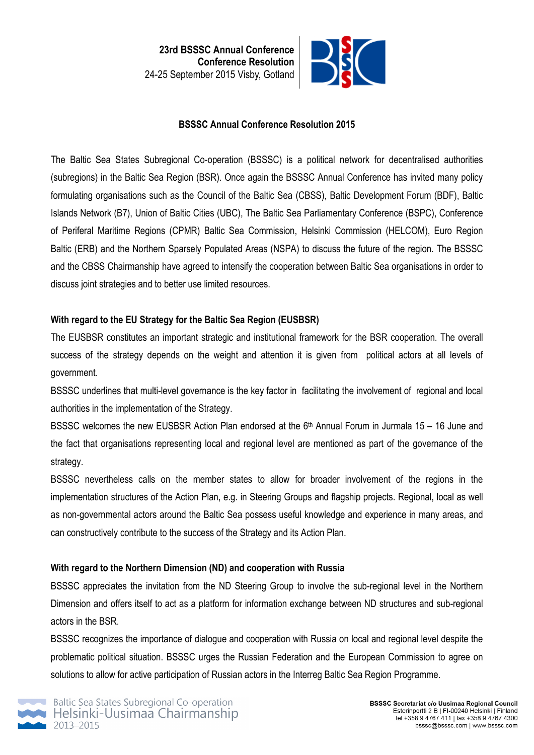**23rd BSSSC Annual Conference**
**Conference Resolution**
24-25 September 2015 Visby, Gotland

# BSSSC Annual Conference Resolution 2015

The Baltic Sea States Subregional Co-operation (BSSSC) is a political network for decentralised authorities (subregions) in the Baltic Sea Region (BSR). Once again the BSSSC Annual Conference has invited many policy formulating organisations such as the Council of the Baltic Sea (CBSS), Baltic Development Forum (BDF), Baltic Islands Network (B7), Union of Baltic Cities (UBC), The Baltic Sea Parliamentary Conference (BSPC), Conference of Periferal Maritime Regions (CPMR) Baltic Sea Commission, Helsinki Commission (HELCOM), Euro Region Baltic (ERB) and the Northern Sparsely Populated Areas (NSPA) to discuss the future of the region. The BSSSC and the CBSS Chairmanship have agreed to intensify the cooperation between Baltic Sea organisations in order to discuss joint strategies and to better use limited resources.

## With regard to the EU Strategy for the Baltic Sea Region (EUSBSR)

The EUSBSR constitutes an important strategic and institutional framework for the BSR cooperation. The overall success of the strategy depends on the weight and attention it is given from political actors at all levels of government.

BSSSC underlines that multi-level governance is the key factor in facilitating the involvement of regional and local authorities in the implementation of the Strategy.

BSSSC welcomes the new EUSBSR Action Plan endorsed at the 6th Annual Forum in Jurmala 15 – 16 June and the fact that organisations representing local and regional level are mentioned as part of the governance of the strategy.

BSSSC nevertheless calls on the member states to allow for broader involvement of the regions in the implementation structures of the Action Plan, e.g. in Steering Groups and flagship projects. Regional, local as well as non-governmental actors around the Baltic Sea possess useful knowledge and experience in many areas, and can constructively contribute to the success of the Strategy and its Action Plan.

## With regard to the Northern Dimension (ND) and cooperation with Russia

BSSSC appreciates the invitation from the ND Steering Group to involve the sub-regional level in the Northern Dimension and offers itself to act as a platform for information exchange between ND structures and sub-regional actors in the BSR.

BSSSC recognizes the importance of dialogue and cooperation with Russia on local and regional level despite the problematic political situation. BSSSC urges the Russian Federation and the European Commission to agree on solutions to allow for active participation of Russian actors in the Interreg Baltic Sea Region Programme.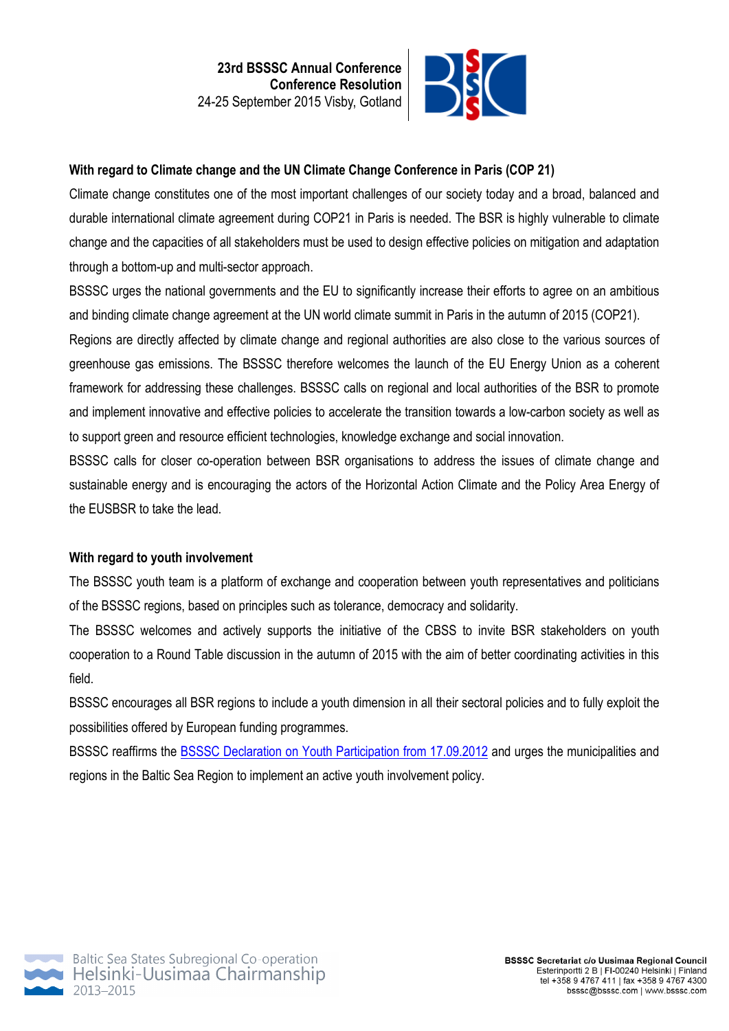## With regard to Climate change and the UN Climate Change Conference in Paris (COP 21)

Climate change constitutes one of the most important challenges of our society today and a broad, balanced and durable international climate agreement during COP21 in Paris is needed. The BSR is highly vulnerable to climate change and the capacities of all stakeholders must be used to design effective policies on mitigation and adaptation through a bottom-up and multi-sector approach.

BSSSC urges the national governments and the EU to significantly increase their efforts to agree on an ambitious and binding climate change agreement at the UN world climate summit in Paris in the autumn of 2015 (COP21).

Regions are directly affected by climate change and regional authorities are also close to the various sources of greenhouse gas emissions. The BSSSC therefore welcomes the launch of the EU Energy Union as a coherent framework for addressing these challenges. BSSSC calls on regional and local authorities of the BSR to promote and implement innovative and effective policies to accelerate the transition towards a low-carbon society as well as to support green and resource efficient technologies, knowledge exchange and social innovation.

BSSSC calls for closer co-operation between BSR organisations to address the issues of climate change and sustainable energy and is encouraging the actors of the Horizontal Action Climate and the Policy Area Energy of the EUSBSR to take the lead.

## With regard to youth involvement

The BSSSC youth team is a platform of exchange and cooperation between youth representatives and politicians of the BSSSC regions, based on principles such as tolerance, democracy and solidarity.

The BSSSC welcomes and actively supports the initiative of the CBSS to invite BSR stakeholders on youth cooperation to a Round Table discussion in the autumn of 2015 with the aim of better coordinating activities in this field.

BSSSC encourages all BSR regions to include a youth dimension in all their sectoral policies and to fully exploit the possibilities offered by European funding programmes.

BSSSC reaffirms the BSSSC Declaration on Youth Participation from 17.09.2012 and urges the municipalities and regions in the Baltic Sea Region to implement an active youth involvement policy.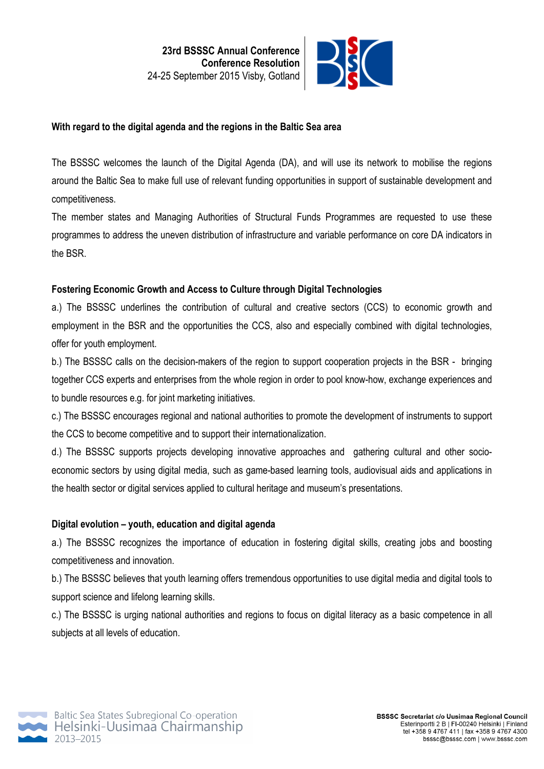**With regard to the digital agenda and the regions in the Baltic Sea area**

The BSSSC welcomes the launch of the Digital Agenda (DA), and will use its network to mobilise the regions around the Baltic Sea to make full use of relevant funding opportunities in support of sustainable development and competitiveness.

The member states and Managing Authorities of Structural Funds Programmes are requested to use these programmes to address the uneven distribution of infrastructure and variable performance on core DA indicators in the BSR.

**Fostering Economic Growth and Access to Culture through Digital Technologies**

a.) The BSSSC underlines the contribution of cultural and creative sectors (CCS) to economic growth and employment in the BSR and the opportunities the CCS, also and especially combined with digital technologies, offer for youth employment.

b.) The BSSSC calls on the decision-makers of the region to support cooperation projects in the BSR - bringing together CCS experts and enterprises from the whole region in order to pool know-how, exchange experiences and to bundle resources e.g. for joint marketing initiatives.

c.) The BSSSC encourages regional and national authorities to promote the development of instruments to support the CCS to become competitive and to support their internationalization.

d.) The BSSSC supports projects developing innovative approaches and gathering cultural and other socio-economic sectors by using digital media, such as game-based learning tools, audiovisual aids and applications in the health sector or digital services applied to cultural heritage and museum's presentations.

**Digital evolution – youth, education and digital agenda**

a.) The BSSSC recognizes the importance of education in fostering digital skills, creating jobs and boosting competitiveness and innovation.

b.) The BSSSC believes that youth learning offers tremendous opportunities to use digital media and digital tools to support science and lifelong learning skills.

c.) The BSSSC is urging national authorities and regions to focus on digital literacy as a basic competence in all subjects at all levels of education.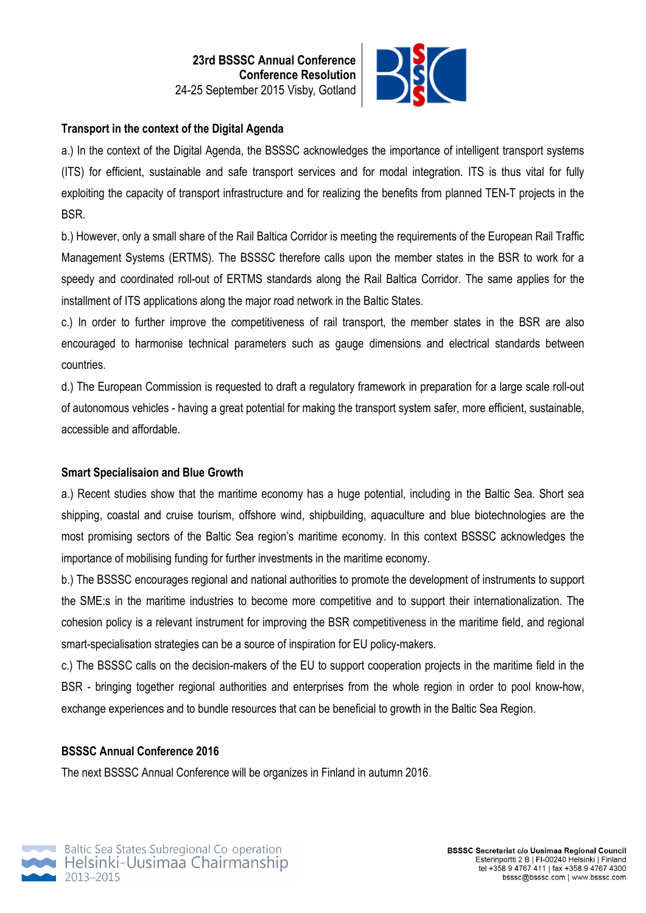## Transport in the context of the Digital Agenda

a.) In the context of the Digital Agenda, the BSSSC acknowledges the importance of intelligent transport systems (ITS) for efficient, sustainable and safe transport services and for modal integration. ITS is thus vital for fully exploiting the capacity of transport infrastructure and for realizing the benefits from planned TEN-T projects in the BSR.

b.) However, only a small share of the Rail Baltica Corridor is meeting the requirements of the European Rail Traffic Management Systems (ERTMS). The BSSSC therefore calls upon the member states in the BSR to work for a speedy and coordinated roll-out of ERTMS standards along the Rail Baltica Corridor. The same applies for the installment of ITS applications along the major road network in the Baltic States.

c.) In order to further improve the competitiveness of rail transport, the member states in the BSR are also encouraged to harmonise technical parameters such as gauge dimensions and electrical standards between countries.

d.) The European Commission is requested to draft a regulatory framework in preparation for a large scale roll-out of autonomous vehicles - having a great potential for making the transport system safer, more efficient, sustainable, accessible and affordable.

## Smart Specialisaion and Blue Growth

a.) Recent studies show that the maritime economy has a huge potential, including in the Baltic Sea. Short sea shipping, coastal and cruise tourism, offshore wind, shipbuilding, aquaculture and blue biotechnologies are the most promising sectors of the Baltic Sea region's maritime economy. In this context BSSSC acknowledges the importance of mobilising funding for further investments in the maritime economy.

b.) The BSSSC encourages regional and national authorities to promote the development of instruments to support the SME:s in the maritime industries to become more competitive and to support their internationalization. The cohesion policy is a relevant instrument for improving the BSR competitiveness in the maritime field, and regional smart-specialisation strategies can be a source of inspiration for EU policy-makers.

c.) The BSSSC calls on the decision-makers of the EU to support cooperation projects in the maritime field in the BSR - bringing together regional authorities and enterprises from the whole region in order to pool know-how, exchange experiences and to bundle resources that can be beneficial to growth in the Baltic Sea Region.

## BSSSC Annual Conference 2016

The next BSSSC Annual Conference will be organizes in Finland in autumn 2016.